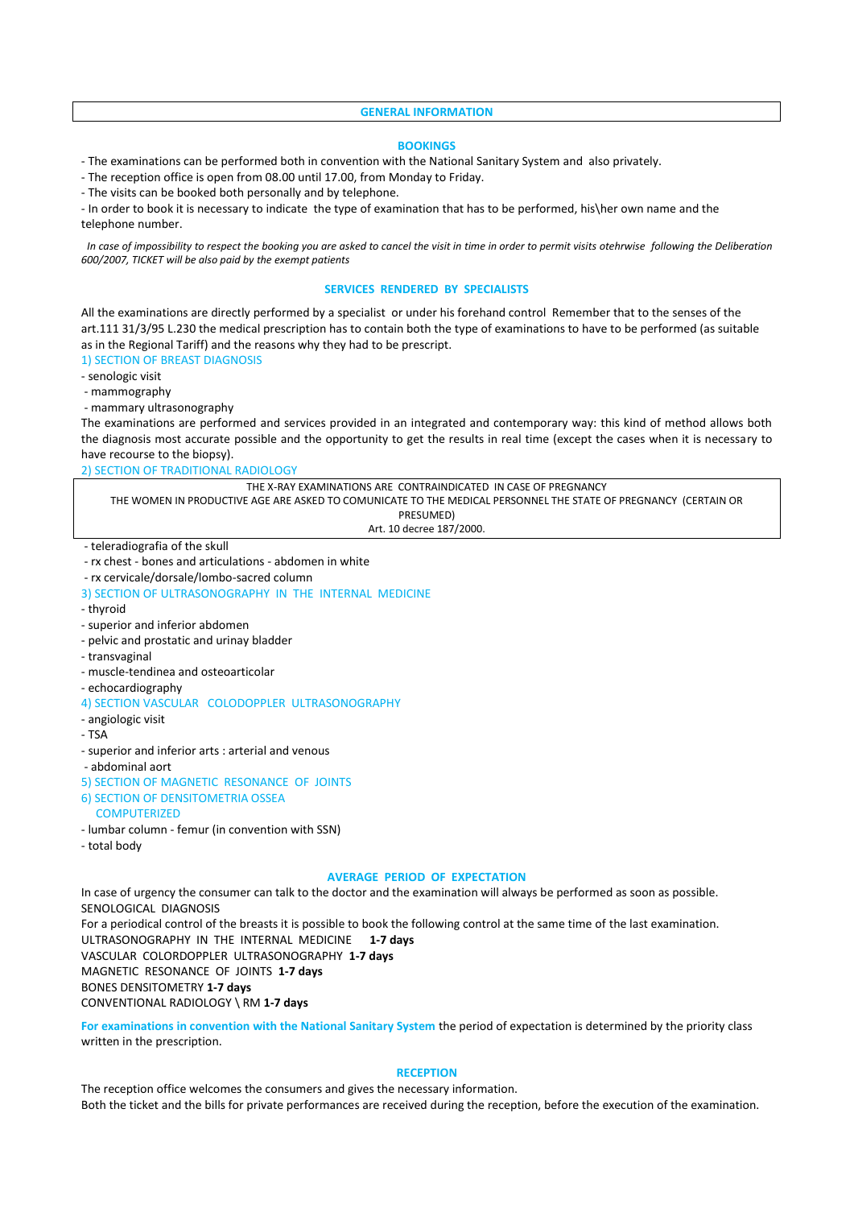## GENERAL INFORMATION

### BOOKINGS

- The examinations can be performed both in convention with the National Sanitary System and also privately.
- The reception office is open from 08.00 until 17.00, from Monday to Friday.
- The visits can be booked both personally and by telephone.
- In order to book it is necessary to indicate the type of examination that has to be performed, his\her own name and the telephone number.

*In case of impossibility to respect the booking you are asked to cancel the visit in time in order to permit visits otehrwise following the Deliberation 600/2007, TICKET will be also paid by the exempt patients*

### SERVICES RENDERED BY SPECIALISTS

All the examinations are directly performed by a specialist or under his forehand control Remember that to the senses of the art.111 31/3/95 L.230 the medical prescription has to contain both the type of examinations to have to be performed (as suitable as in the Regional Tariff) and the reasons why they had to be prescript.

1) SECTION OF BREAST DIAGNOSIS

- senologic visit
- mammography
- mammary ultrasonography

The examinations are performed and services provided in an integrated and contemporary way: this kind of method allows both the diagnosis most accurate possible and the opportunity to get the results in real time (except the cases when it is necessary to have recourse to the biopsy).

2) SECTION OF TRADITIONAL RADIOLOGY

THE X-RAY EXAMINATIONS ARE CONTRAINDICATED IN CASE OF PREGNANCY
THE WOMEN IN PRODUCTIVE AGE ARE ASKED TO COMUNICATE TO THE MEDICAL PERSONNEL THE STATE OF PREGNANCY (CERTAIN OR PRESUMED)
Art. 10 decree 187/2000.

- teleradiografia of the skull
- rx chest - bones and articulations - abdomen in white
- rx cervicale/dorsale/lombo-sacred column

3) SECTION OF ULTRASONOGRAPHY IN THE INTERNAL MEDICINE

- thyroid
- superior and inferior abdomen
- pelvic and prostatic and urinay bladder
- transvaginal
- muscle-tendinea and osteoarticolar
- echocardiography

4) SECTION VASCULAR COLODOPPLER ULTRASONOGRAPHY

- angiologic visit
- TSA
- superior and inferior arts : arterial and venous
- abdominal aort

5) SECTION OF MAGNETIC RESONANCE OF JOINTS

6) SECTION OF DENSITOMETRIA OSSEA COMPUTERIZED

- lumbar column - femur (in convention with SSN)
- total body

### AVERAGE PERIOD OF EXPECTATION

In case of urgency the consumer can talk to the doctor and the examination will always be performed as soon as possible.

SENOLOGICAL DIAGNOSIS
For a periodical control of the breasts it is possible to book the following control at the same time of the last examination.

ULTRASONOGRAPHY IN THE INTERNAL MEDICINE **1-7 days**
VASCULAR COLORDOPPLER ULTRASONOGRAPHY **1-7 days**
MAGNETIC RESONANCE OF JOINTS **1-7 days**
BONES DENSITOMETRY **1-7 days**
CONVENTIONAL RADIOLOGY \ RM **1-7 days**

**For examinations in convention with the National Sanitary System** the period of expectation is determined by the priority class written in the prescription.

### RECEPTION

The reception office welcomes the consumers and gives the necessary information.
Both the ticket and the bills for private performances are received during the reception, before the execution of the examination.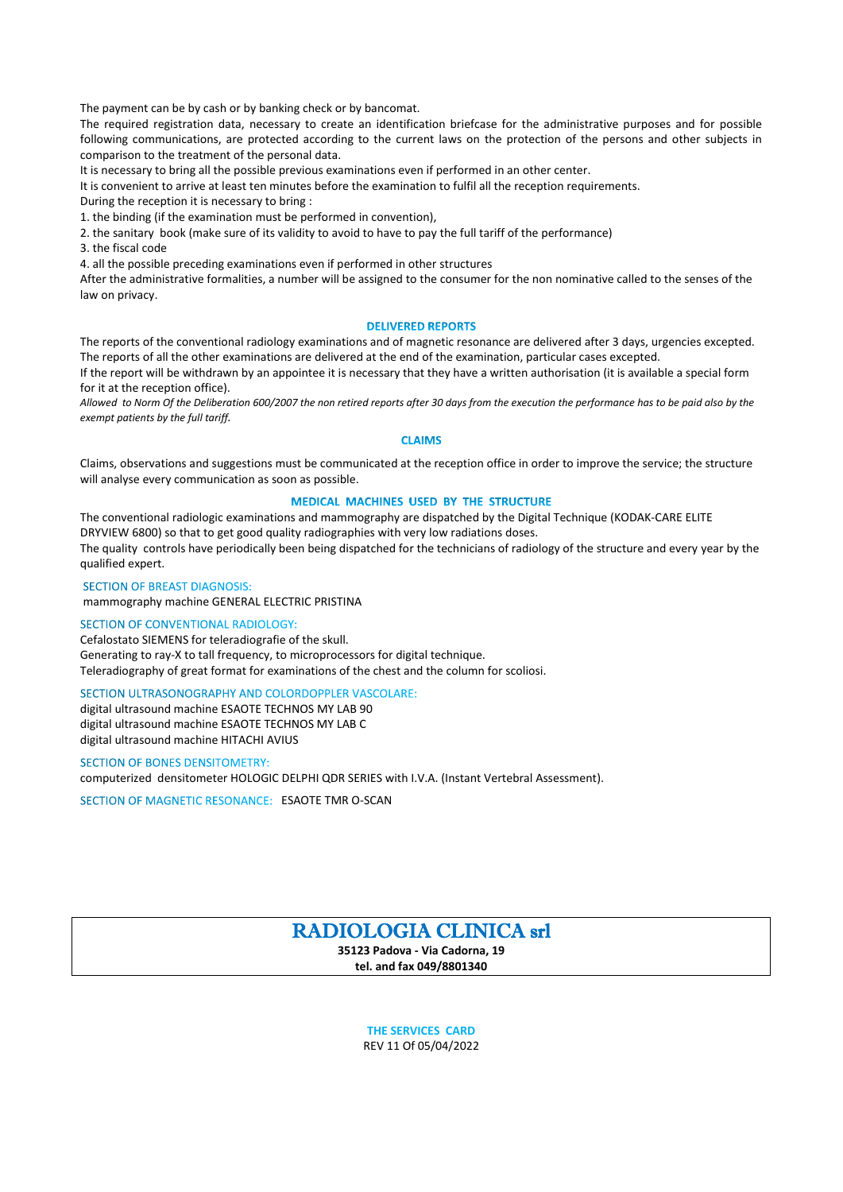The payment can be by cash or by banking check or by bancomat.

The required registration data, necessary to create an identification briefcase for the administrative purposes and for possible following communications, are protected according to the current laws on the protection of the persons and other subjects in comparison to the treatment of the personal data.

It is necessary to bring all the possible previous examinations even if performed in an other center.

It is convenient to arrive at least ten minutes before the examination to fulfil all the reception requirements.

During the reception it is necessary to bring :

1. the binding (if the examination must be performed in convention),
2. the sanitary book (make sure of its validity to avoid to have to pay the full tariff of the performance)
3. the fiscal code
4. all the possible preceding examinations even if performed in other structures

After the administrative formalities, a number will be assigned to the consumer for the non nominative called to the senses of the law on privacy.

## DELIVERED REPORTS

The reports of the conventional radiology examinations and of magnetic resonance are delivered after 3 days, urgencies excepted. The reports of all the other examinations are delivered at the end of the examination, particular cases excepted.

If the report will be withdrawn by an appointee it is necessary that they have a written authorisation (it is available a special form for it at the reception office).

*Allowed to Norm Of the Deliberation 600/2007 the non retired reports after 30 days from the execution the performance has to be paid also by the exempt patients by the full tariff.*

## CLAIMS

Claims, observations and suggestions must be communicated at the reception office in order to improve the service; the structure will analyse every communication as soon as possible.

## MEDICAL MACHINES USED BY THE STRUCTURE

The conventional radiologic examinations and mammography are dispatched by the Digital Technique (KODAK-CARE ELITE DRYVIEW 6800) so that to get good quality radiographies with very low radiations doses.

The quality controls have periodically been being dispatched for the technicians of radiology of the structure and every year by the qualified expert.

### SECTION OF BREAST DIAGNOSIS:

mammography machine GENERAL ELECTRIC PRISTINA

### SECTION OF CONVENTIONAL RADIOLOGY:

Cefalostato SIEMENS for teleradiografie of the skull.
Generating to ray-X to tall frequency, to microprocessors for digital technique.
Teleradiography of great format for examinations of the chest and the column for scoliosi.

### SECTION ULTRASONOGRAPHY AND COLORDOPPLER VASCOLARE:

digital ultrasound machine ESAOTE TECHNOS MY LAB 90
digital ultrasound machine ESAOTE TECHNOS MY LAB C
digital ultrasound machine HITACHI AVIUS

### SECTION OF BONES DENSITOMETRY:

computerized densitometer HOLOGIC DELPHI QDR SERIES with I.V.A. (Instant Vertebral Assessment).

### SECTION OF MAGNETIC RESONANCE: ESAOTE TMR O-SCAN

# RADIOLOGIA CLINICA srl

**35123 Padova - Via Cadorna, 19**
**tel. and fax 049/8801340**

**THE SERVICES CARD**
REV 11 Of 05/04/2022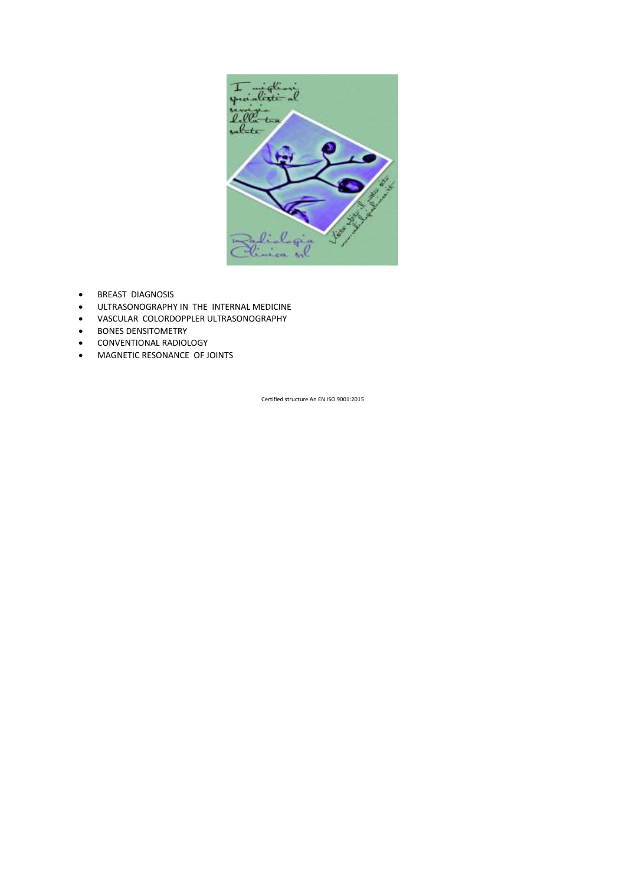- BREAST DIAGNOSIS
- ULTRASONOGRAPHY IN THE INTERNAL MEDICINE
- VASCULAR COLORDOPPLER ULTRASONOGRAPHY
- BONES DENSITOMETRY
- CONVENTIONAL RADIOLOGY
- MAGNETIC RESONANCE OF JOINTS

Certified structure An EN ISO 9001:2015